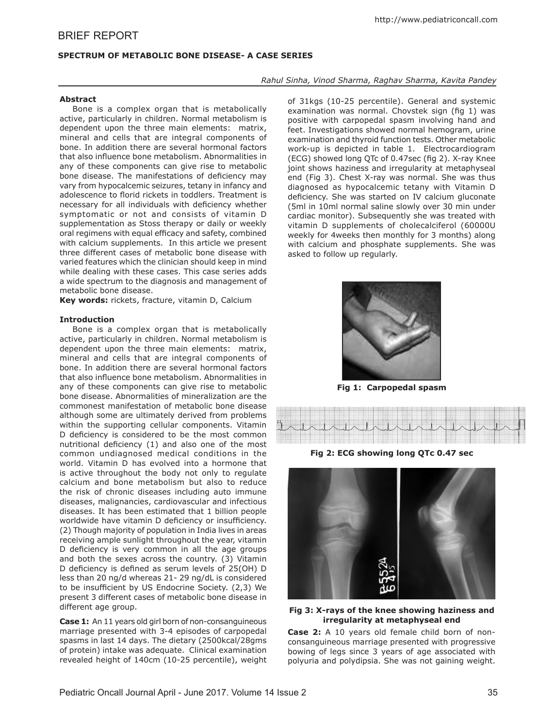# BRIEF REPORT

## SPECTRUM OF METABOLIC BONE DISEASE- A CASE SERIES

*Rahul Sinha, Vinod Sharma, Raghav Sharma, Kavita Pandey*

### Abstract

Bone is a complex organ that is metabolically active, particularly in children. Normal metabolism is dependent upon the three main elements: matrix, mineral and cells that are integral components of bone. In addition there are several hormonal factors that also influence bone metabolism. Abnormalities in any of these components can give rise to metabolic bone disease. The manifestations of deficiency may vary from hypocalcemic seizures, tetany in infancy and adolescence to florid rickets in toddlers. Treatment is necessary for all individuals with deficiency whether symptomatic or not and consists of vitamin D supplementation as Stoss therapy or daily or weekly oral regimens with equal efficacy and safety, combined with calcium supplements. In this article we present three different cases of metabolic bone disease with varied features which the clinician should keep in mind while dealing with these cases. This case series adds a wide spectrum to the diagnosis and management of metabolic bone disease.

**Key words:** rickets, fracture, vitamin D, Calcium

### Introduction

Bone is a complex organ that is metabolically active, particularly in children. Normal metabolism is dependent upon the three main elements: matrix, mineral and cells that are integral components of bone. In addition there are several hormonal factors that also influence bone metabolism. Abnormalities in any of these components can give rise to metabolic bone disease. Abnormalities of mineralization are the commonest manifestation of metabolic bone disease although some are ultimately derived from problems within the supporting cellular components. Vitamin D deficiency is considered to be the most common nutritional deficiency (1) and also one of the most common undiagnosed medical conditions in the world. Vitamin D has evolved into a hormone that is active throughout the body not only to regulate calcium and bone metabolism but also to reduce the risk of chronic diseases including auto immune diseases, malignancies, cardiovascular and infectious diseases. It has been estimated that 1 billion people worldwide have vitamin D deficiency or insufficiency. (2) Though majority of population in India lives in areas receiving ample sunlight throughout the year, vitamin D deficiency is very common in all the age groups and both the sexes across the country. (3) Vitamin D deficiency is defined as serum levels of 25(OH) D less than 20 ng/d whereas 21- 29 ng/dL is considered to be insufficient by US Endocrine Society. (2,3) We present 3 different cases of metabolic bone disease in different age group.

**Case 1:** An 11 years old girl born of non-consanguineous marriage presented with 3-4 episodes of carpopedal spasms in last 14 days. The dietary (2500kcal/28gms of protein) intake was adequate. Clinical examination revealed height of 140cm (10-25 percentile), weight of 31kgs (10-25 percentile). General and systemic examination was normal. Chovstek sign (fig 1) was positive with carpopedal spasm involving hand and feet. Investigations showed normal hemogram, urine examination and thyroid function tests. Other metabolic work-up is depicted in table 1. Electrocardiogram (ECG) showed long QTc of 0.47sec (fig 2). X-ray Knee joint shows haziness and irregularity at metaphyseal end (Fig 3). Chest X-ray was normal. She was thus diagnosed as hypocalcemic tetany with Vitamin D deficiency. She was started on IV calcium gluconate (5ml in 10ml normal saline slowly over 30 min under cardiac monitor). Subsequently she was treated with vitamin D supplements of cholecalciferol (60000U weekly for 4weeks then monthly for 3 months) along with calcium and phosphate supplements. She was asked to follow up regularly.

**Fig 1: Carpopedal spasm**

**Fig 2: ECG showing long QTc 0.47 sec**

**Fig 3: X-rays of the knee showing haziness and irregularity at metaphyseal end**

**Case 2:** A 10 years old female child born of non-consanguineous marriage presented with progressive bowing of legs since 3 years of age associated with polyuria and polydipsia. She was not gaining weight.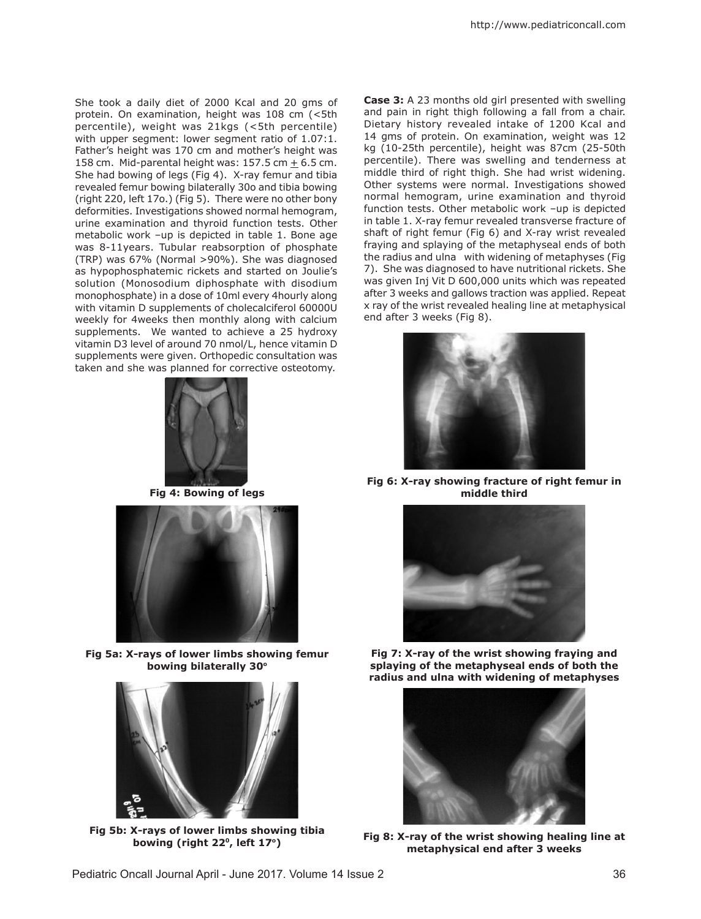She took a daily diet of 2000 Kcal and 20 gms of protein. On examination, height was 108 cm (<5th percentile), weight was 21kgs (<5th percentile) with upper segment: lower segment ratio of 1.07:1. Father's height was 170 cm and mother's height was 158 cm. Mid-parental height was: 157.5 cm $\pm$ 6.5 cm. She had bowing of legs (Fig 4). X-ray femur and tibia revealed femur bowing bilaterally 30o and tibia bowing (right 220, left 17o.) (Fig 5). There were no other bony deformities. Investigations showed normal hemogram, urine examination and thyroid function tests. Other metabolic work –up is depicted in table 1. Bone age was 8-11years. Tubular reabsorption of phosphate (TRP) was 67% (Normal >90%). She was diagnosed as hypophosphatemic rickets and started on Joulie's solution (Monosodium diphosphate with disodium monophosphate) in a dose of 10ml every 4hourly along with vitamin D supplements of cholecalciferol 60000U weekly for 4weeks then monthly along with calcium supplements. We wanted to achieve a 25 hydroxy vitamin D3 level of around 70 nmol/L, hence vitamin D supplements were given. Orthopedic consultation was taken and she was planned for corrective osteotomy.

**Fig 4: Bowing of legs**

**Fig 5a: X-rays of lower limbs showing femur bowing bilaterally 30°**

**Fig 5b: X-rays of lower limbs showing tibia bowing (right 22$^0$, left 17°)**

**Case 3:** A 23 months old girl presented with swelling and pain in right thigh following a fall from a chair. Dietary history revealed intake of 1200 Kcal and 14 gms of protein. On examination, weight was 12 kg (10-25th percentile), height was 87cm (25-50th percentile). There was swelling and tenderness at middle third of right thigh. She had wrist widening. Other systems were normal. Investigations showed normal hemogram, urine examination and thyroid function tests. Other metabolic work –up is depicted in table 1. X-ray femur revealed transverse fracture of shaft of right femur (Fig 6) and X-ray wrist revealed fraying and splaying of the metaphyseal ends of both the radius and ulna with widening of metaphyses (Fig 7). She was diagnosed to have nutritional rickets. She was given Inj Vit D 600,000 units which was repeated after 3 weeks and gallows traction was applied. Repeat x ray of the wrist revealed healing line at metaphysical end after 3 weeks (Fig 8).

**Fig 6: X-ray showing fracture of right femur in middle third**

**Fig 7: X-ray of the wrist showing fraying and splaying of the metaphyseal ends of both the radius and ulna with widening of metaphyses**

**Fig 8: X-ray of the wrist showing healing line at metaphysical end after 3 weeks**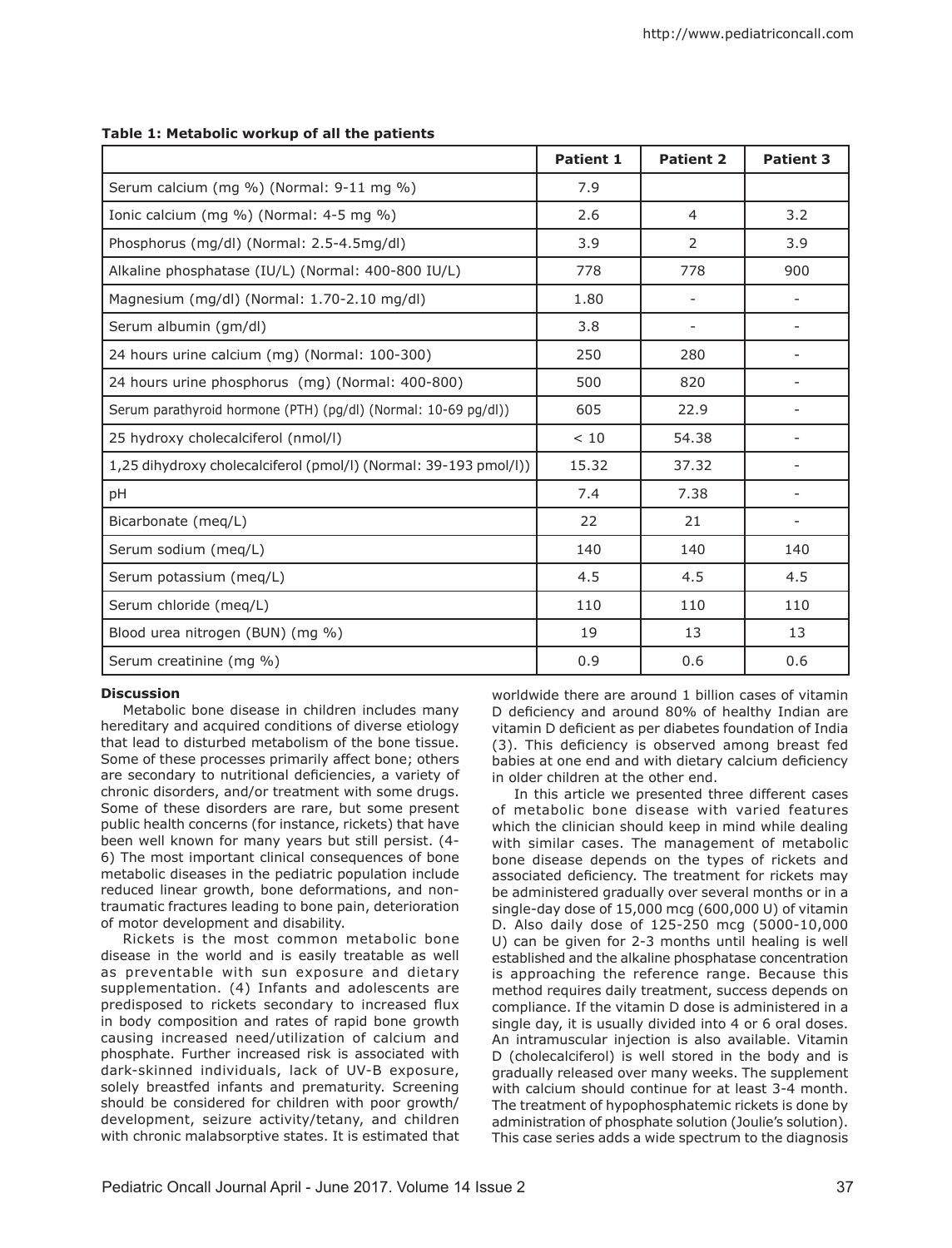**Table 1: Metabolic workup of all the patients**

| | Patient 1 | Patient 2 | Patient 3 |
|---|---|---|---|
| Serum calcium (mg %) (Normal: 9-11 mg %) | 7.9 | | |
| Ionic calcium (mg %) (Normal: 4-5 mg %) | 2.6 | 4 | 3.2 |
| Phosphorus (mg/dl) (Normal: 2.5-4.5mg/dl) | 3.9 | 2 | 3.9 |
| Alkaline phosphatase (IU/L) (Normal: 400-800 IU/L) | 778 | 778 | 900 |
| Magnesium (mg/dl) (Normal: 1.70-2.10 mg/dl) | 1.80 | - | - |
| Serum albumin (gm/dl) | 3.8 | - | - |
| 24 hours urine calcium (mg) (Normal: 100-300) | 250 | 280 | - |
| 24 hours urine phosphorus (mg) (Normal: 400-800) | 500 | 820 | - |
| Serum parathyroid hormone (PTH) (pg/dl) (Normal: 10-69 pg/dl)) | 605 | 22.9 | - |
| 25 hydroxy cholecalciferol (nmol/l) | < 10 | 54.38 | - |
| 1,25 dihydroxy cholecalciferol (pmol/l) (Normal: 39-193 pmol/l)) | 15.32 | 37.32 | - |
| pH | 7.4 | 7.38 | - |
| Bicarbonate (meq/L) | 22 | 21 | - |
| Serum sodium (meq/L) | 140 | 140 | 140 |
| Serum potassium (meq/L) | 4.5 | 4.5 | 4.5 |
| Serum chloride (meq/L) | 110 | 110 | 110 |
| Blood urea nitrogen (BUN) (mg %) | 19 | 13 | 13 |
| Serum creatinine (mg %) | 0.9 | 0.6 | 0.6 |

## Discussion

Metabolic bone disease in children includes many hereditary and acquired conditions of diverse etiology that lead to disturbed metabolism of the bone tissue. Some of these processes primarily affect bone; others are secondary to nutritional deficiencies, a variety of chronic disorders, and/or treatment with some drugs. Some of these disorders are rare, but some present public health concerns (for instance, rickets) that have been well known for many years but still persist. (4-6) The most important clinical consequences of bone metabolic diseases in the pediatric population include reduced linear growth, bone deformations, and non-traumatic fractures leading to bone pain, deterioration of motor development and disability.

Rickets is the most common metabolic bone disease in the world and is easily treatable as well as preventable with sun exposure and dietary supplementation. (4) Infants and adolescents are predisposed to rickets secondary to increased flux in body composition and rates of rapid bone growth causing increased need/utilization of calcium and phosphate. Further increased risk is associated with dark-skinned individuals, lack of UV-B exposure, solely breastfed infants and prematurity. Screening should be considered for children with poor growth/development, seizure activity/tetany, and children with chronic malabsorptive states. It is estimated that worldwide there are around 1 billion cases of vitamin D deficiency and around 80% of healthy Indian are vitamin D deficient as per diabetes foundation of India (3). This deficiency is observed among breast fed babies at one end and with dietary calcium deficiency in older children at the other end.

In this article we presented three different cases of metabolic bone disease with varied features which the clinician should keep in mind while dealing with similar cases. The management of metabolic bone disease depends on the types of rickets and associated deficiency. The treatment for rickets may be administered gradually over several months or in a single-day dose of 15,000 mcg (600,000 U) of vitamin D. Also daily dose of 125-250 mcg (5000-10,000 U) can be given for 2-3 months until healing is well established and the alkaline phosphatase concentration is approaching the reference range. Because this method requires daily treatment, success depends on compliance. If the vitamin D dose is administered in a single day, it is usually divided into 4 or 6 oral doses. An intramuscular injection is also available. Vitamin D (cholecalciferol) is well stored in the body and is gradually released over many weeks. The supplement with calcium should continue for at least 3-4 month. The treatment of hypophosphatemic rickets is done by administration of phosphate solution (Joulie's solution). This case series adds a wide spectrum to the diagnosis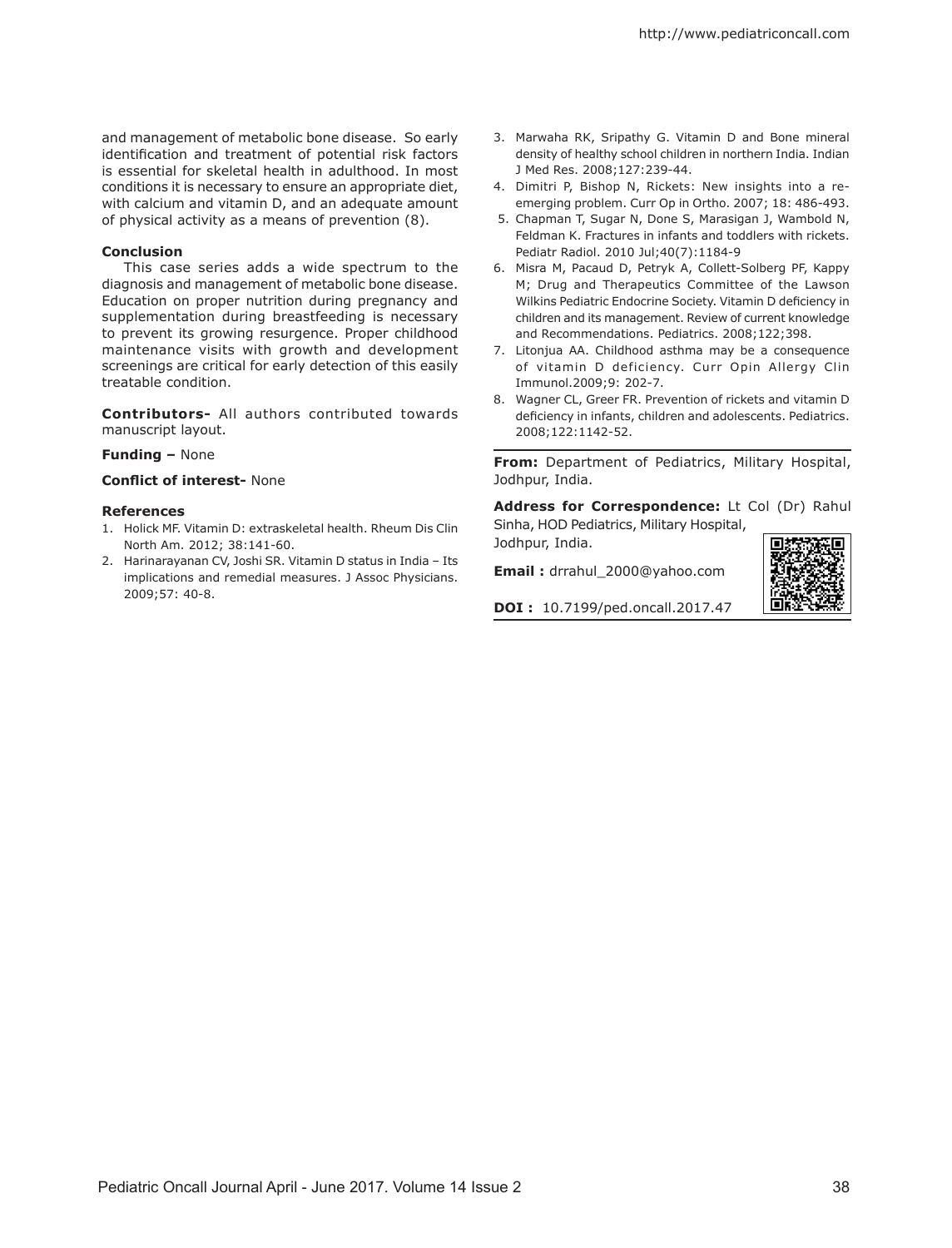and management of metabolic bone disease. So early identification and treatment of potential risk factors is essential for skeletal health in adulthood. In most conditions it is necessary to ensure an appropriate diet, with calcium and vitamin D, and an adequate amount of physical activity as a means of prevention (8).

**Conclusion**

This case series adds a wide spectrum to the diagnosis and management of metabolic bone disease. Education on proper nutrition during pregnancy and supplementation during breastfeeding is necessary to prevent its growing resurgence. Proper childhood maintenance visits with growth and development screenings are critical for early detection of this easily treatable condition.

**Contributors-** All authors contributed towards manuscript layout.

**Funding –** None

**Conflict of interest-** None

**References**

1. Holick MF. Vitamin D: extraskeletal health. Rheum Dis Clin North Am. 2012; 38:141-60.
2. Harinarayanan CV, Joshi SR. Vitamin D status in India – Its implications and remedial measures. J Assoc Physicians. 2009;57: 40-8.
3. Marwaha RK, Sripathy G. Vitamin D and Bone mineral density of healthy school children in northern India. Indian J Med Res. 2008;127:239-44.
4. Dimitri P, Bishop N, Rickets: New insights into a re-emerging problem. Curr Op in Ortho. 2007; 18: 486-493.
5. Chapman T, Sugar N, Done S, Marasigan J, Wambold N, Feldman K. Fractures in infants and toddlers with rickets. Pediatr Radiol. 2010 Jul;40(7):1184-9
6. Misra M, Pacaud D, Petryk A, Collett-Solberg PF, Kappy M; Drug and Therapeutics Committee of the Lawson Wilkins Pediatric Endocrine Society. Vitamin D deficiency in children and its management. Review of current knowledge and Recommendations. Pediatrics. 2008;122;398.
7. Litonjua AA. Childhood asthma may be a consequence of vitamin D deficiency. Curr Opin Allergy Clin Immunol.2009;9: 202-7.
8. Wagner CL, Greer FR. Prevention of rickets and vitamin D deficiency in infants, children and adolescents. Pediatrics. 2008;122:1142-52.

**From:** Department of Pediatrics, Military Hospital, Jodhpur, India.

**Address for Correspondence:** Lt Col (Dr) Rahul Sinha, HOD Pediatrics, Military Hospital, Jodhpur, India.

**Email :** drrahul_2000@yahoo.com

**DOI :** 10.7199/ped.oncall.2017.47